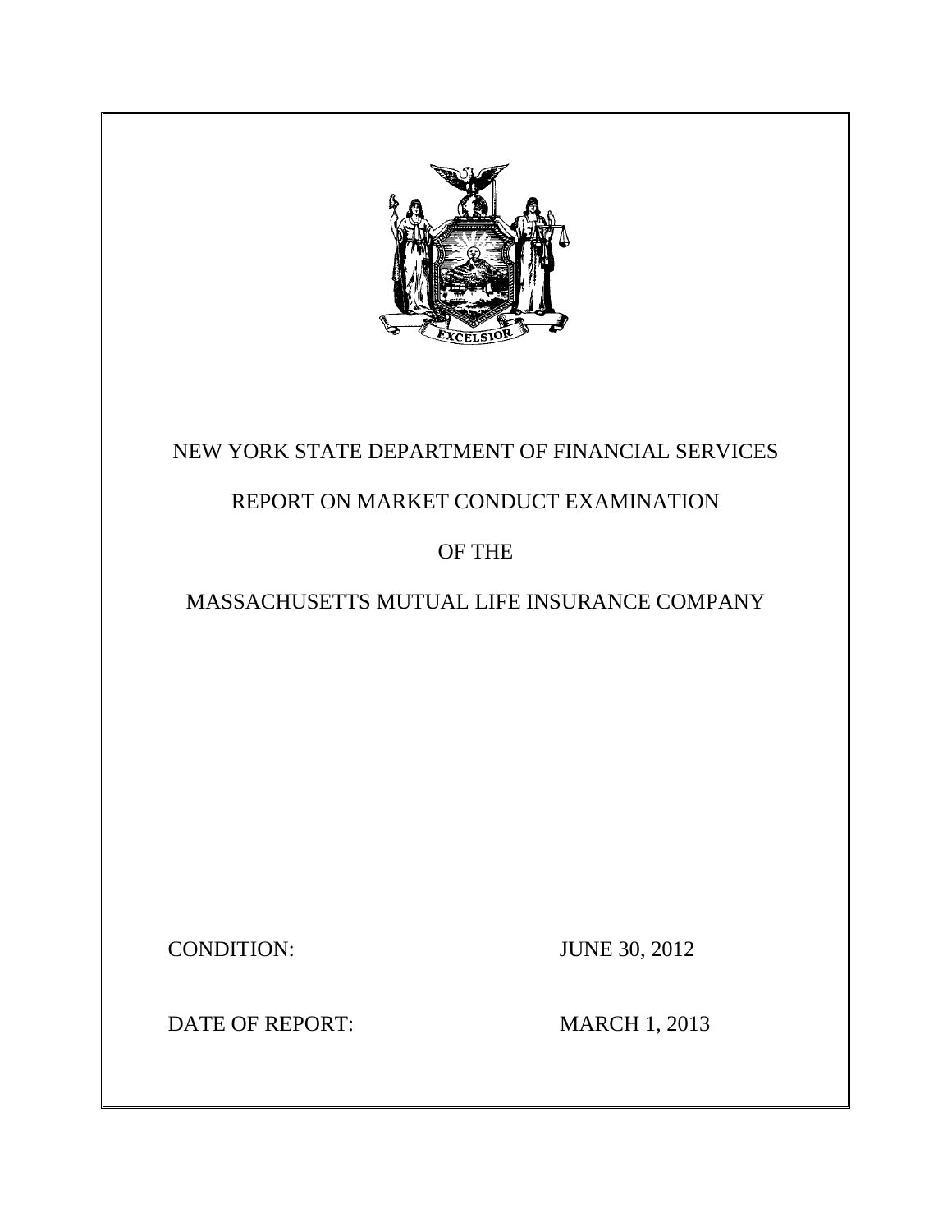# NEW YORK STATE DEPARTMENT OF FINANCIAL SERVICES

## REPORT ON MARKET CONDUCT EXAMINATION

## OF THE

## MASSACHUSETTS MUTUAL LIFE INSURANCE COMPANY

CONDITION: JUNE 30, 2012

DATE OF REPORT: MARCH 1, 2013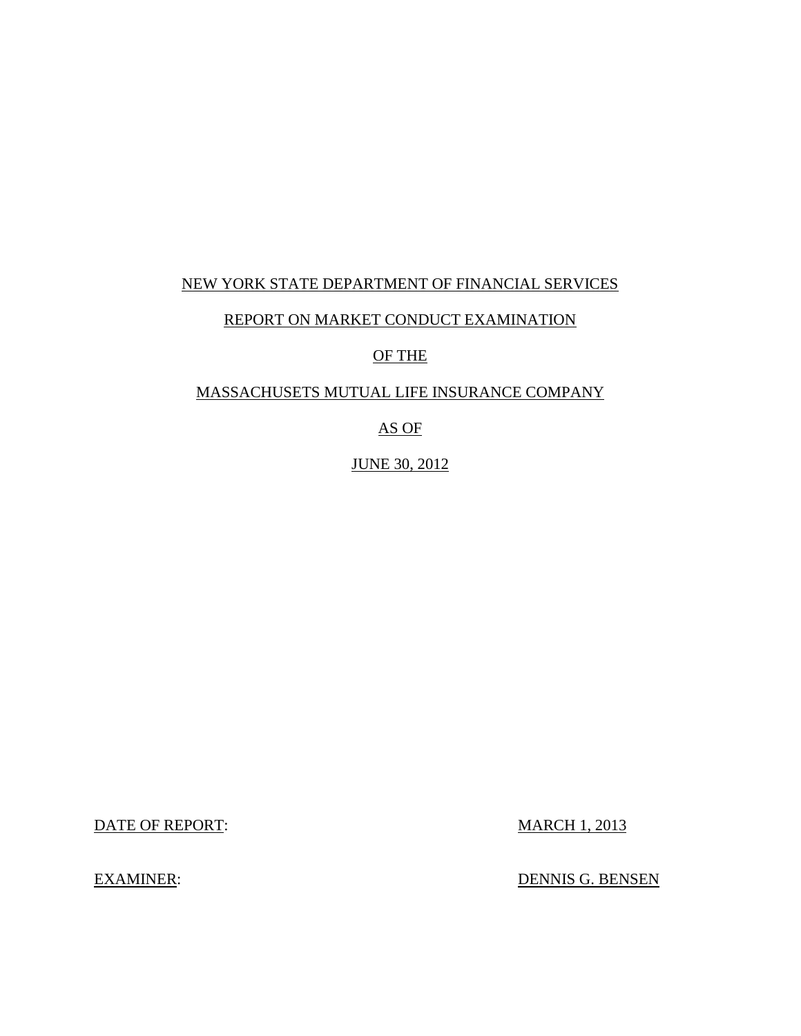NEW YORK STATE DEPARTMENT OF FINANCIAL SERVICES

REPORT ON MARKET CONDUCT EXAMINATION

OF THE

MASSACHUSETS MUTUAL LIFE INSURANCE COMPANY

AS OF

JUNE 30, 2012

DATE OF REPORT: MARCH 1, 2013

EXAMINER: DENNIS G. BENSEN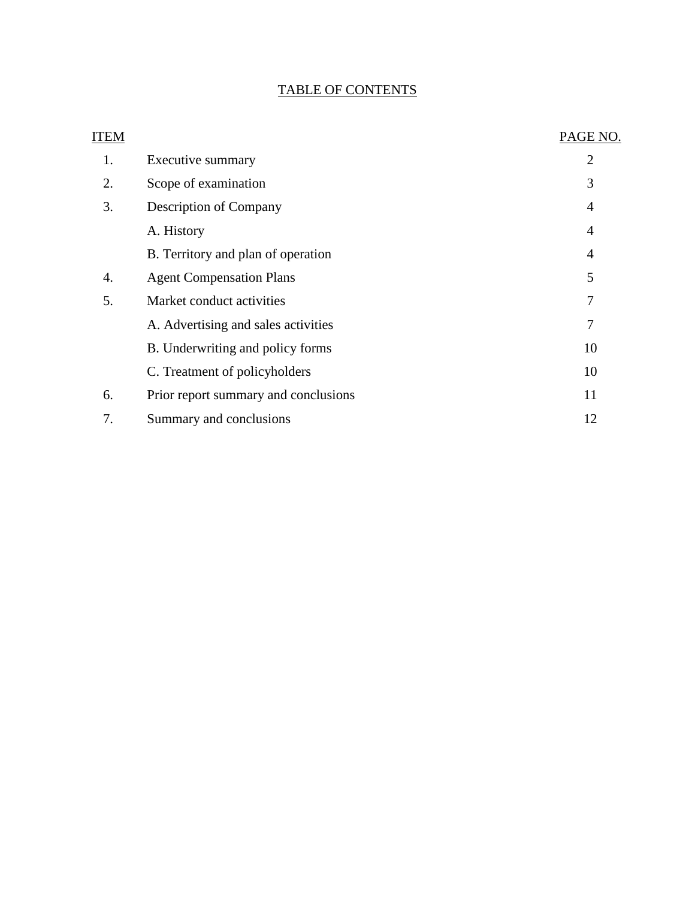# TABLE OF CONTENTS

| ITEM | | PAGE NO. |
|---|---|---|
| 1. | Executive summary | 2 |
| 2. | Scope of examination | 3 |
| 3. | Description of Company | 4 |
| | A. History | 4 |
| | B. Territory and plan of operation | 4 |
| 4. | Agent Compensation Plans | 5 |
| 5. | Market conduct activities | 7 |
| | A. Advertising and sales activities | 7 |
| | B. Underwriting and policy forms | 10 |
| | C. Treatment of policyholders | 10 |
| 6. | Prior report summary and conclusions | 11 |
| 7. | Summary and conclusions | 12 |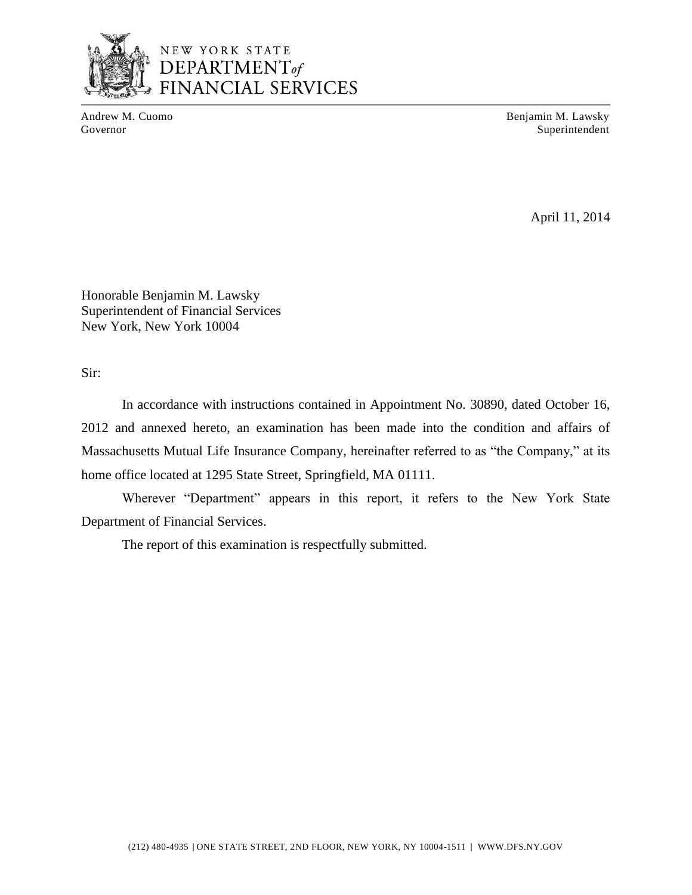NEW YORK STATE
DEPARTMENT *of*
FINANCIAL SERVICES

Andrew M. Cuomo
Governor

Benjamin M. Lawsky
Superintendent

April 11, 2014

Honorable Benjamin M. Lawsky
Superintendent of Financial Services
New York, New York 10004

Sir:

In accordance with instructions contained in Appointment No. 30890, dated October 16, 2012 and annexed hereto, an examination has been made into the condition and affairs of Massachusetts Mutual Life Insurance Company, hereinafter referred to as "the Company," at its home office located at 1295 State Street, Springfield, MA 01111.

Wherever "Department" appears in this report, it refers to the New York State Department of Financial Services.

The report of this examination is respectfully submitted.

(212) 480-4935 | ONE STATE STREET, 2ND FLOOR, NEW YORK, NY 10004-1511 | WWW.DFS.NY.GOV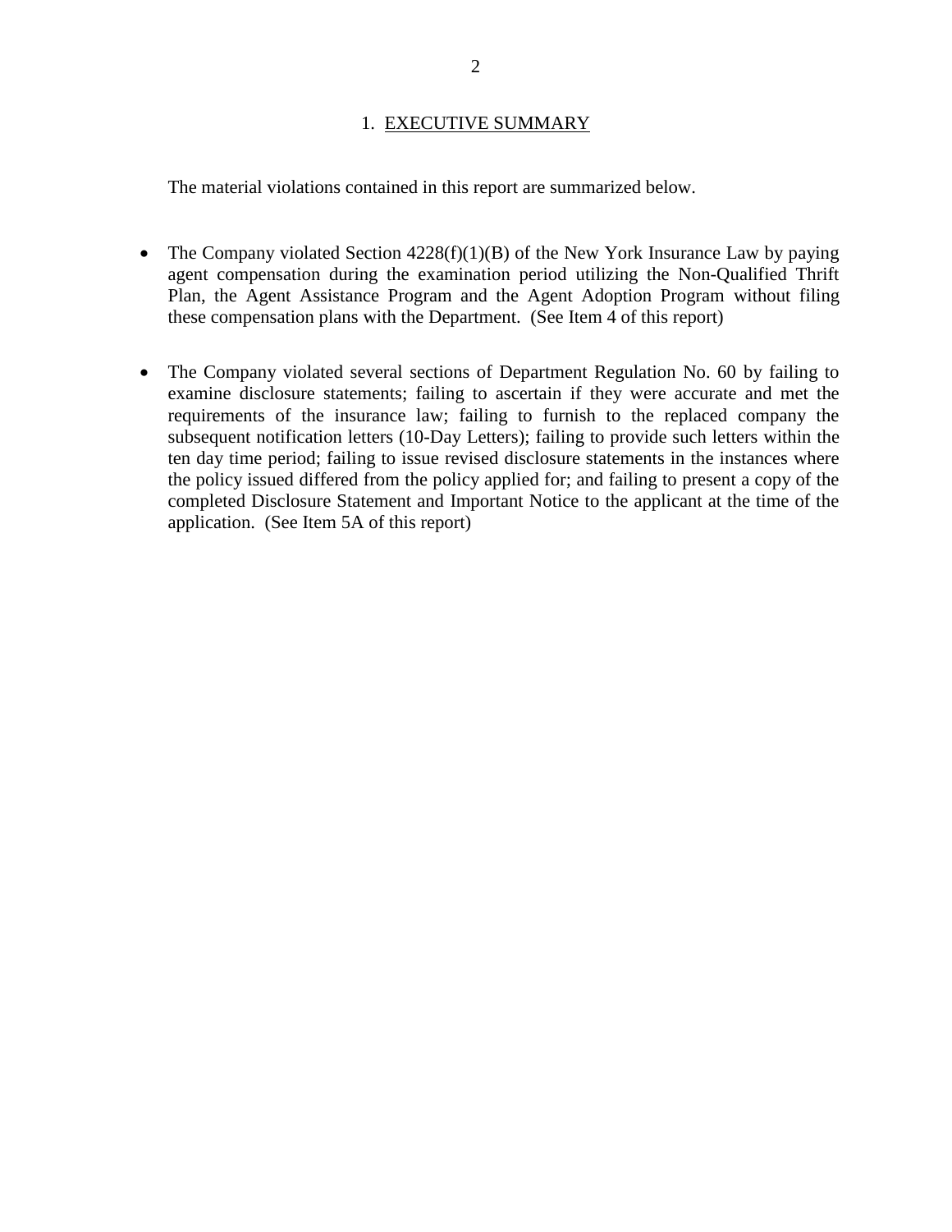## 1. EXECUTIVE SUMMARY

The material violations contained in this report are summarized below.

- The Company violated Section 4228(f)(1)(B) of the New York Insurance Law by paying agent compensation during the examination period utilizing the Non-Qualified Thrift Plan, the Agent Assistance Program and the Agent Adoption Program without filing these compensation plans with the Department. (See Item 4 of this report)

- The Company violated several sections of Department Regulation No. 60 by failing to examine disclosure statements; failing to ascertain if they were accurate and met the requirements of the insurance law; failing to furnish to the replaced company the subsequent notification letters (10-Day Letters); failing to provide such letters within the ten day time period; failing to issue revised disclosure statements in the instances where the policy issued differed from the policy applied for; and failing to present a copy of the completed Disclosure Statement and Important Notice to the applicant at the time of the application. (See Item 5A of this report)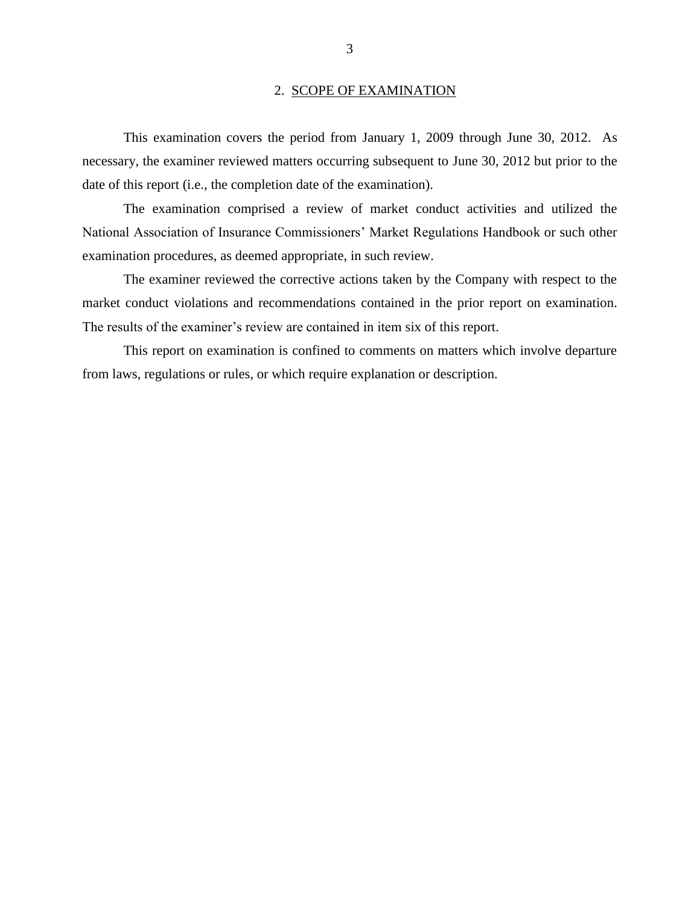## 2. SCOPE OF EXAMINATION

This examination covers the period from January 1, 2009 through June 30, 2012. As necessary, the examiner reviewed matters occurring subsequent to June 30, 2012 but prior to the date of this report (i.e., the completion date of the examination).

The examination comprised a review of market conduct activities and utilized the National Association of Insurance Commissioners' Market Regulations Handbook or such other examination procedures, as deemed appropriate, in such review.

The examiner reviewed the corrective actions taken by the Company with respect to the market conduct violations and recommendations contained in the prior report on examination. The results of the examiner's review are contained in item six of this report.

This report on examination is confined to comments on matters which involve departure from laws, regulations or rules, or which require explanation or description.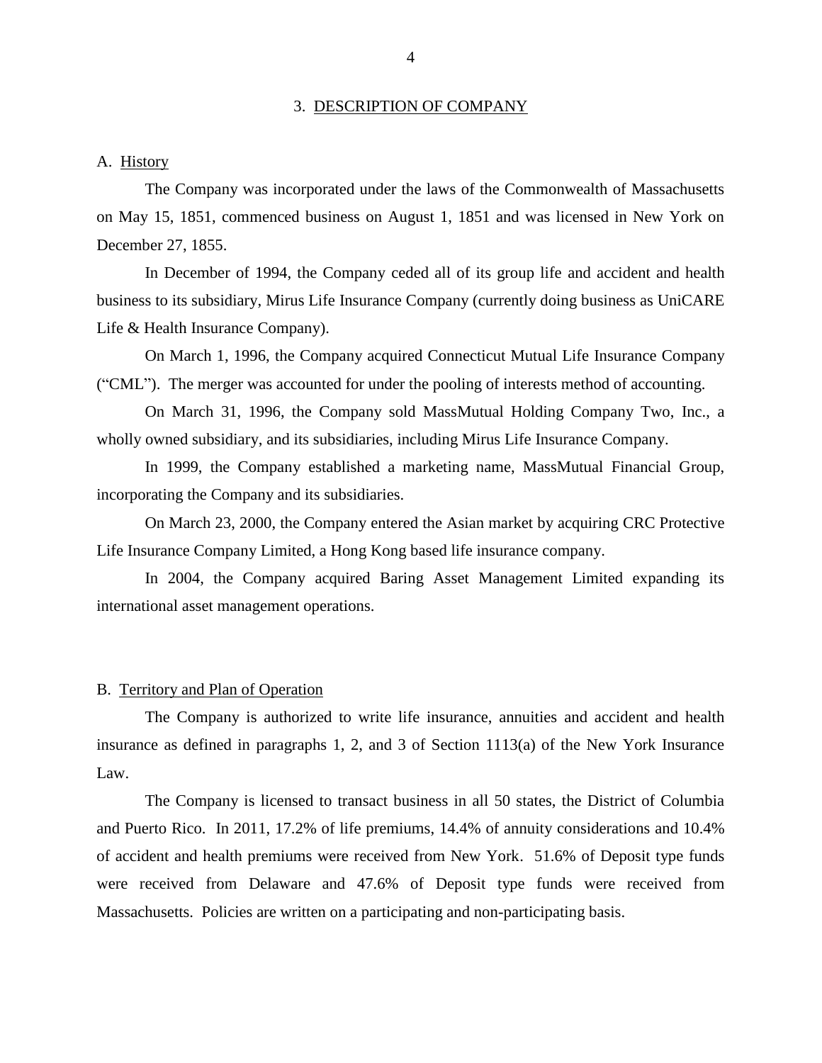## 3. DESCRIPTION OF COMPANY

### A. History

The Company was incorporated under the laws of the Commonwealth of Massachusetts on May 15, 1851, commenced business on August 1, 1851 and was licensed in New York on December 27, 1855.

In December of 1994, the Company ceded all of its group life and accident and health business to its subsidiary, Mirus Life Insurance Company (currently doing business as UniCARE Life & Health Insurance Company).

On March 1, 1996, the Company acquired Connecticut Mutual Life Insurance Company ("CML"). The merger was accounted for under the pooling of interests method of accounting.

On March 31, 1996, the Company sold MassMutual Holding Company Two, Inc., a wholly owned subsidiary, and its subsidiaries, including Mirus Life Insurance Company.

In 1999, the Company established a marketing name, MassMutual Financial Group, incorporating the Company and its subsidiaries.

On March 23, 2000, the Company entered the Asian market by acquiring CRC Protective Life Insurance Company Limited, a Hong Kong based life insurance company.

In 2004, the Company acquired Baring Asset Management Limited expanding its international asset management operations.

### B. Territory and Plan of Operation

The Company is authorized to write life insurance, annuities and accident and health insurance as defined in paragraphs 1, 2, and 3 of Section 1113(a) of the New York Insurance Law.

The Company is licensed to transact business in all 50 states, the District of Columbia and Puerto Rico. In 2011, 17.2% of life premiums, 14.4% of annuity considerations and 10.4% of accident and health premiums were received from New York. 51.6% of Deposit type funds were received from Delaware and 47.6% of Deposit type funds were received from Massachusetts. Policies are written on a participating and non-participating basis.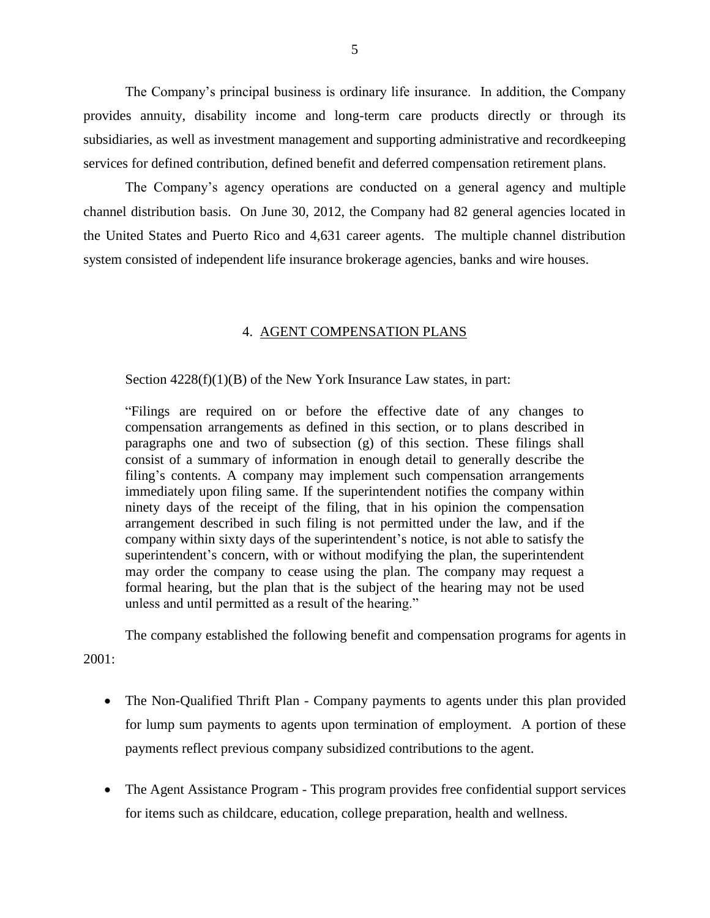The Company's principal business is ordinary life insurance. In addition, the Company provides annuity, disability income and long-term care products directly or through its subsidiaries, as well as investment management and supporting administrative and recordkeeping services for defined contribution, defined benefit and deferred compensation retirement plans.

The Company's agency operations are conducted on a general agency and multiple channel distribution basis. On June 30, 2012, the Company had 82 general agencies located in the United States and Puerto Rico and 4,631 career agents. The multiple channel distribution system consisted of independent life insurance brokerage agencies, banks and wire houses.

## 4. AGENT COMPENSATION PLANS

Section 4228(f)(1)(B) of the New York Insurance Law states, in part:

> "Filings are required on or before the effective date of any changes to compensation arrangements as defined in this section, or to plans described in paragraphs one and two of subsection (g) of this section. These filings shall consist of a summary of information in enough detail to generally describe the filing's contents. A company may implement such compensation arrangements immediately upon filing same. If the superintendent notifies the company within ninety days of the receipt of the filing, that in his opinion the compensation arrangement described in such filing is not permitted under the law, and if the company within sixty days of the superintendent's notice, is not able to satisfy the superintendent's concern, with or without modifying the plan, the superintendent may order the company to cease using the plan. The company may request a formal hearing, but the plan that is the subject of the hearing may not be used unless and until permitted as a result of the hearing."

The company established the following benefit and compensation programs for agents in 2001:

- The Non-Qualified Thrift Plan - Company payments to agents under this plan provided for lump sum payments to agents upon termination of employment. A portion of these payments reflect previous company subsidized contributions to the agent.
- The Agent Assistance Program - This program provides free confidential support services for items such as childcare, education, college preparation, health and wellness.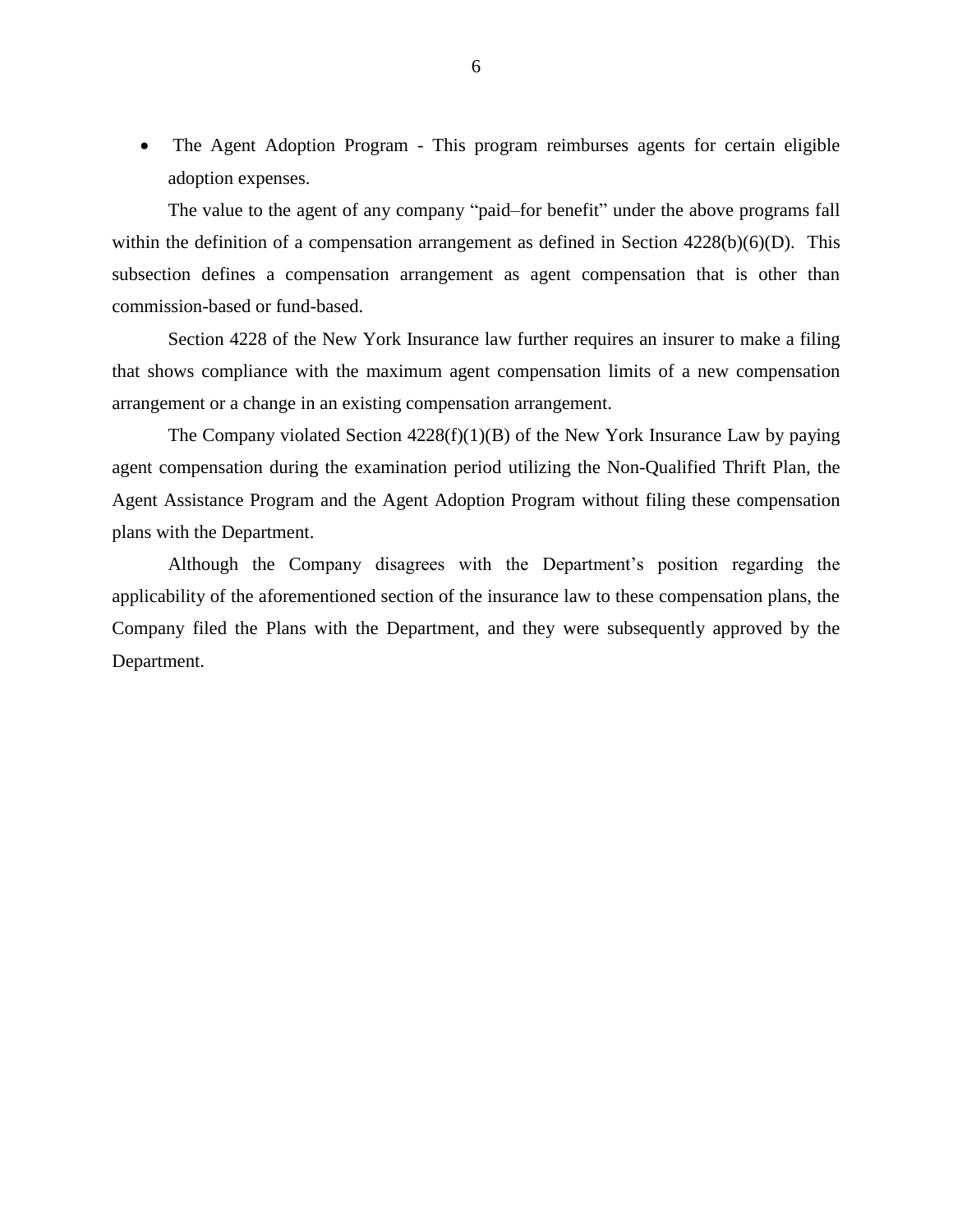- The Agent Adoption Program - This program reimburses agents for certain eligible adoption expenses.

The value to the agent of any company "paid–for benefit" under the above programs fall within the definition of a compensation arrangement as defined in Section 4228(b)(6)(D). This subsection defines a compensation arrangement as agent compensation that is other than commission-based or fund-based.

Section 4228 of the New York Insurance law further requires an insurer to make a filing that shows compliance with the maximum agent compensation limits of a new compensation arrangement or a change in an existing compensation arrangement.

The Company violated Section 4228(f)(1)(B) of the New York Insurance Law by paying agent compensation during the examination period utilizing the Non-Qualified Thrift Plan, the Agent Assistance Program and the Agent Adoption Program without filing these compensation plans with the Department.

Although the Company disagrees with the Department's position regarding the applicability of the aforementioned section of the insurance law to these compensation plans, the Company filed the Plans with the Department, and they were subsequently approved by the Department.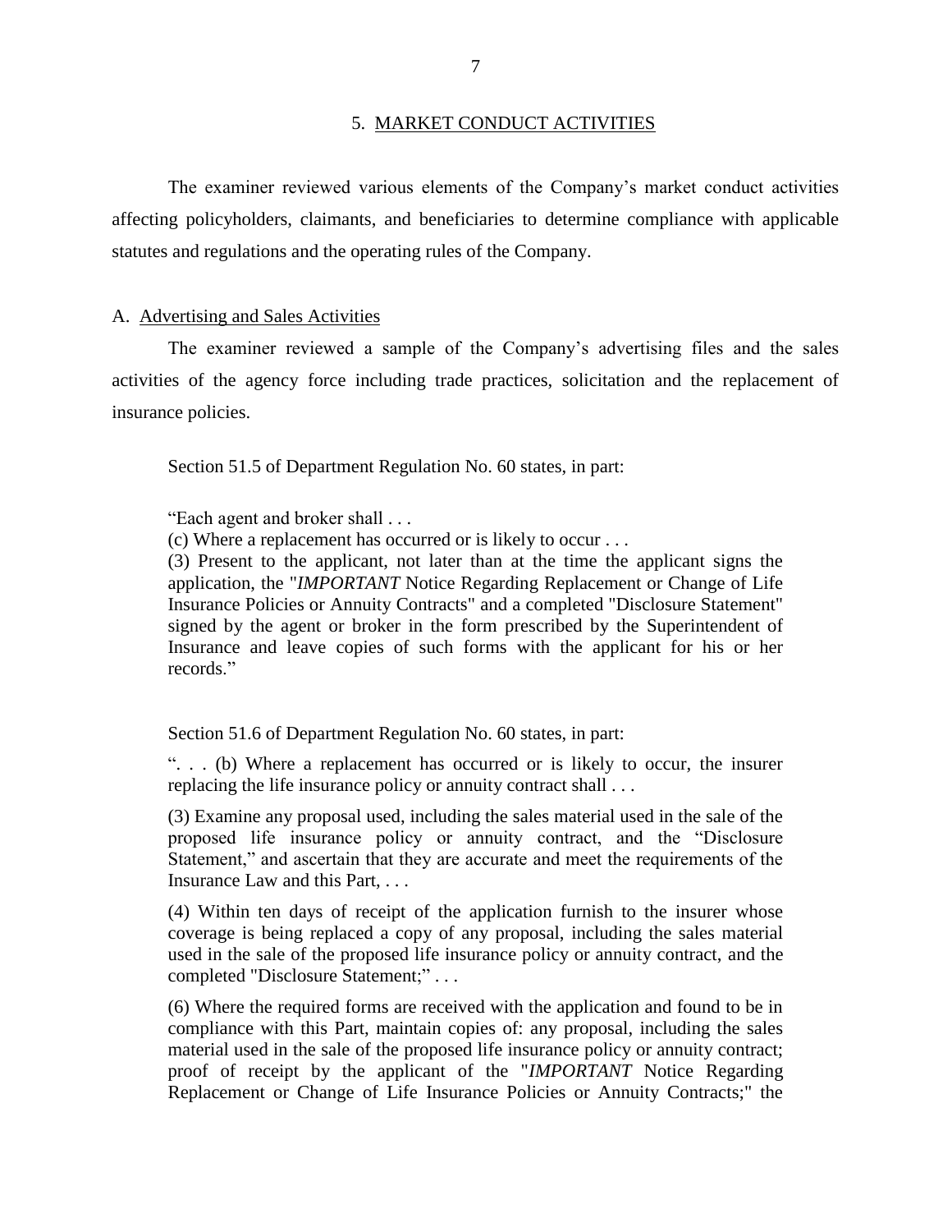## 5. MARKET CONDUCT ACTIVITIES

The examiner reviewed various elements of the Company's market conduct activities affecting policyholders, claimants, and beneficiaries to determine compliance with applicable statutes and regulations and the operating rules of the Company.

### A. Advertising and Sales Activities

The examiner reviewed a sample of the Company's advertising files and the sales activities of the agency force including trade practices, solicitation and the replacement of insurance policies.

Section 51.5 of Department Regulation No. 60 states, in part:

> "Each agent and broker shall . . .
> (c) Where a replacement has occurred or is likely to occur . . .
> (3) Present to the applicant, not later than at the time the applicant signs the application, the "*IMPORTANT* Notice Regarding Replacement or Change of Life Insurance Policies or Annuity Contracts" and a completed "Disclosure Statement" signed by the agent or broker in the form prescribed by the Superintendent of Insurance and leave copies of such forms with the applicant for his or her records."

Section 51.6 of Department Regulation No. 60 states, in part:

> ". . . (b) Where a replacement has occurred or is likely to occur, the insurer replacing the life insurance policy or annuity contract shall . . .
>
> (3) Examine any proposal used, including the sales material used in the sale of the proposed life insurance policy or annuity contract, and the "Disclosure Statement," and ascertain that they are accurate and meet the requirements of the Insurance Law and this Part, . . .
>
> (4) Within ten days of receipt of the application furnish to the insurer whose coverage is being replaced a copy of any proposal, including the sales material used in the sale of the proposed life insurance policy or annuity contract, and the completed "Disclosure Statement;" . . .
>
> (6) Where the required forms are received with the application and found to be in compliance with this Part, maintain copies of: any proposal, including the sales material used in the sale of the proposed life insurance policy or annuity contract; proof of receipt by the applicant of the "*IMPORTANT* Notice Regarding Replacement or Change of Life Insurance Policies or Annuity Contracts;" the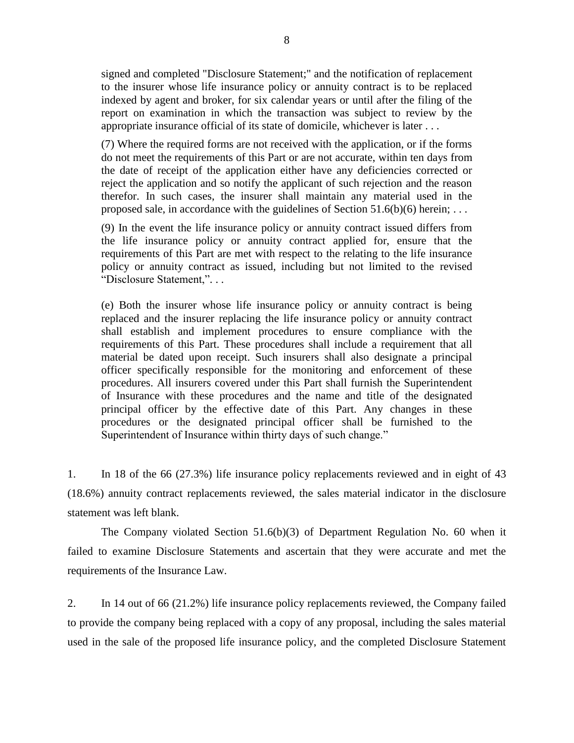> signed and completed "Disclosure Statement;" and the notification of replacement to the insurer whose life insurance policy or annuity contract is to be replaced indexed by agent and broker, for six calendar years or until after the filing of the report on examination in which the transaction was subject to review by the appropriate insurance official of its state of domicile, whichever is later . . .
>
> (7) Where the required forms are not received with the application, or if the forms do not meet the requirements of this Part or are not accurate, within ten days from the date of receipt of the application either have any deficiencies corrected or reject the application and so notify the applicant of such rejection and the reason therefor. In such cases, the insurer shall maintain any material used in the proposed sale, in accordance with the guidelines of Section 51.6(b)(6) herein; . . .
>
> (9) In the event the life insurance policy or annuity contract issued differs from the life insurance policy or annuity contract applied for, ensure that the requirements of this Part are met with respect to the relating to the life insurance policy or annuity contract as issued, including but not limited to the revised "Disclosure Statement,". . .
>
> (e) Both the insurer whose life insurance policy or annuity contract is being replaced and the insurer replacing the life insurance policy or annuity contract shall establish and implement procedures to ensure compliance with the requirements of this Part. These procedures shall include a requirement that all material be dated upon receipt. Such insurers shall also designate a principal officer specifically responsible for the monitoring and enforcement of these procedures. All insurers covered under this Part shall furnish the Superintendent of Insurance with these procedures and the name and title of the designated principal officer by the effective date of this Part. Any changes in these procedures or the designated principal officer shall be furnished to the Superintendent of Insurance within thirty days of such change."

1. In 18 of the 66 (27.3%) life insurance policy replacements reviewed and in eight of 43 (18.6%) annuity contract replacements reviewed, the sales material indicator in the disclosure statement was left blank.

   The Company violated Section 51.6(b)(3) of Department Regulation No. 60 when it failed to examine Disclosure Statements and ascertain that they were accurate and met the requirements of the Insurance Law.

2. In 14 out of 66 (21.2%) life insurance policy replacements reviewed, the Company failed to provide the company being replaced with a copy of any proposal, including the sales material used in the sale of the proposed life insurance policy, and the completed Disclosure Statement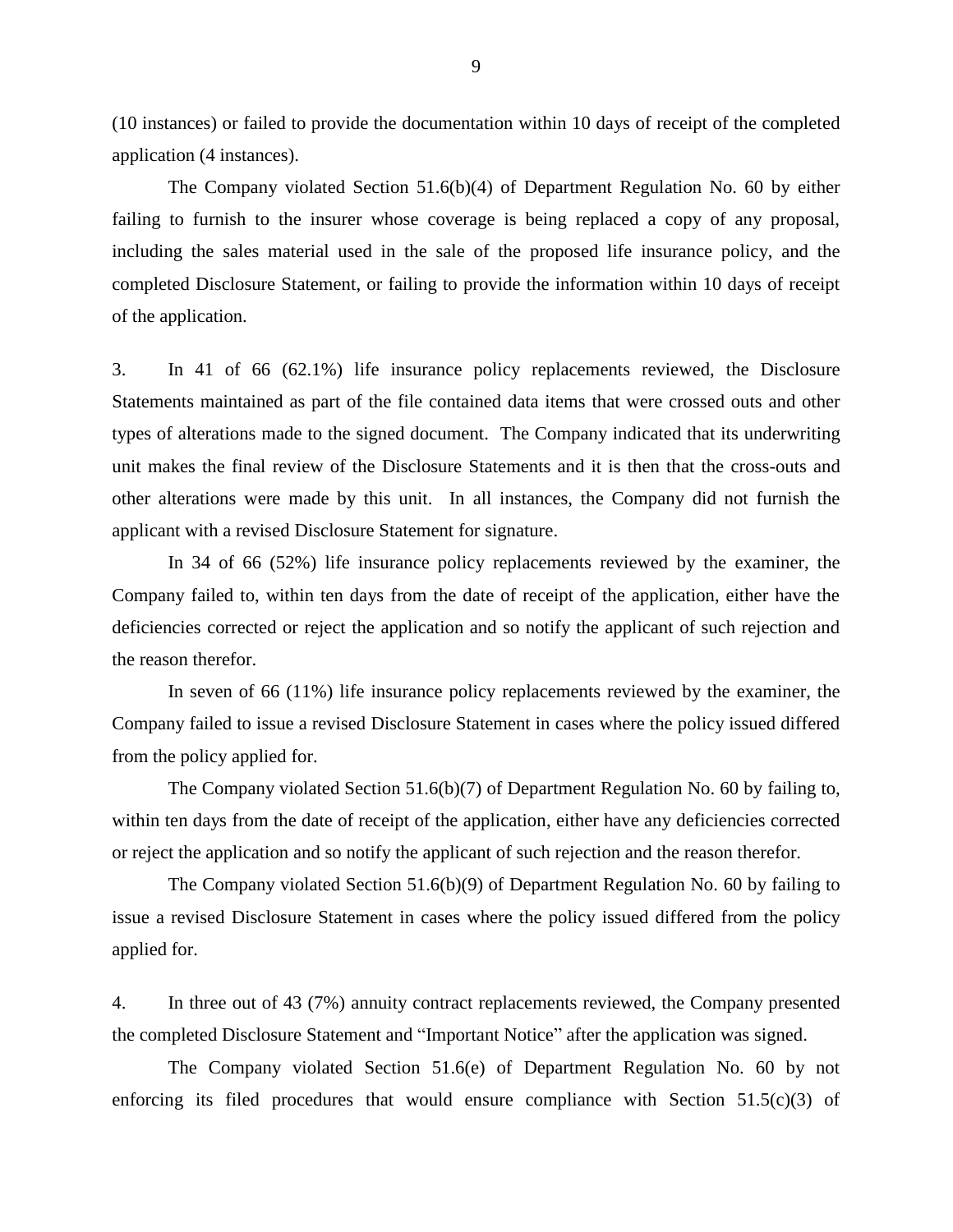(10 instances) or failed to provide the documentation within 10 days of receipt of the completed application (4 instances).

The Company violated Section 51.6(b)(4) of Department Regulation No. 60 by either failing to furnish to the insurer whose coverage is being replaced a copy of any proposal, including the sales material used in the sale of the proposed life insurance policy, and the completed Disclosure Statement, or failing to provide the information within 10 days of receipt of the application.

3. In 41 of 66 (62.1%) life insurance policy replacements reviewed, the Disclosure Statements maintained as part of the file contained data items that were crossed outs and other types of alterations made to the signed document. The Company indicated that its underwriting unit makes the final review of the Disclosure Statements and it is then that the cross-outs and other alterations were made by this unit. In all instances, the Company did not furnish the applicant with a revised Disclosure Statement for signature.

In 34 of 66 (52%) life insurance policy replacements reviewed by the examiner, the Company failed to, within ten days from the date of receipt of the application, either have the deficiencies corrected or reject the application and so notify the applicant of such rejection and the reason therefor.

In seven of 66 (11%) life insurance policy replacements reviewed by the examiner, the Company failed to issue a revised Disclosure Statement in cases where the policy issued differed from the policy applied for.

The Company violated Section 51.6(b)(7) of Department Regulation No. 60 by failing to, within ten days from the date of receipt of the application, either have any deficiencies corrected or reject the application and so notify the applicant of such rejection and the reason therefor.

The Company violated Section 51.6(b)(9) of Department Regulation No. 60 by failing to issue a revised Disclosure Statement in cases where the policy issued differed from the policy applied for.

4. In three out of 43 (7%) annuity contract replacements reviewed, the Company presented the completed Disclosure Statement and "Important Notice" after the application was signed.

The Company violated Section 51.6(e) of Department Regulation No. 60 by not enforcing its filed procedures that would ensure compliance with Section 51.5(c)(3) of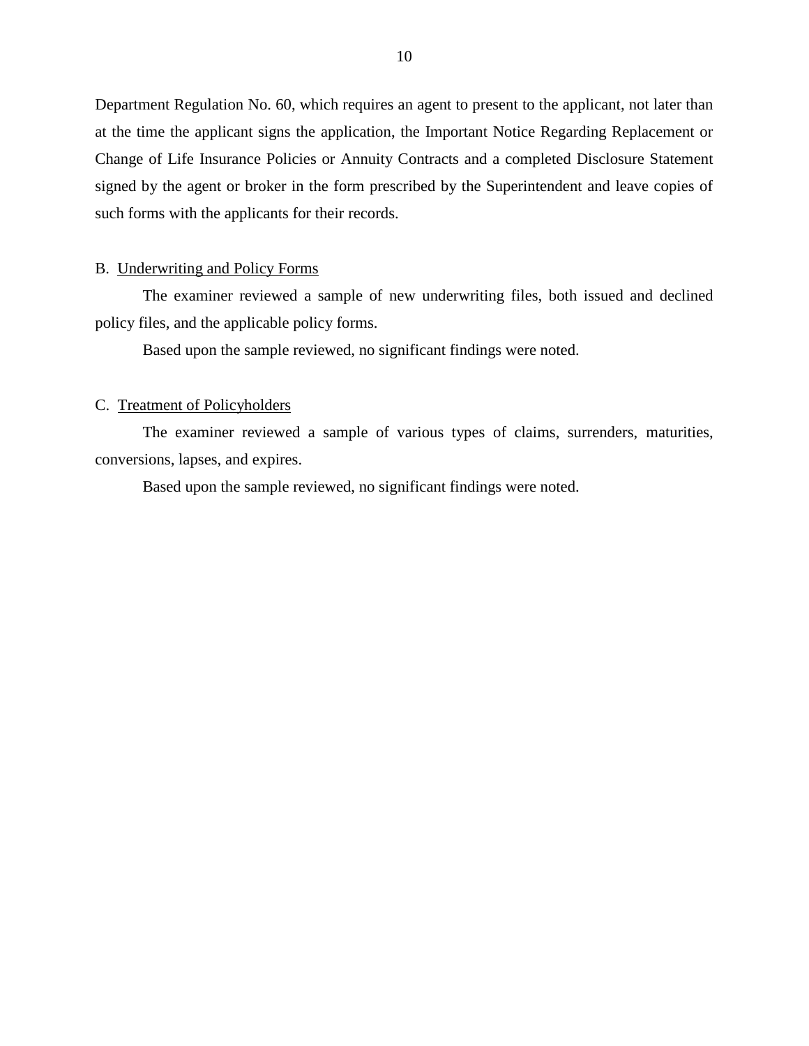Department Regulation No. 60, which requires an agent to present to the applicant, not later than at the time the applicant signs the application, the Important Notice Regarding Replacement or Change of Life Insurance Policies or Annuity Contracts and a completed Disclosure Statement signed by the agent or broker in the form prescribed by the Superintendent and leave copies of such forms with the applicants for their records.

## B. Underwriting and Policy Forms

The examiner reviewed a sample of new underwriting files, both issued and declined policy files, and the applicable policy forms.

Based upon the sample reviewed, no significant findings were noted.

## C. Treatment of Policyholders

The examiner reviewed a sample of various types of claims, surrenders, maturities, conversions, lapses, and expires.

Based upon the sample reviewed, no significant findings were noted.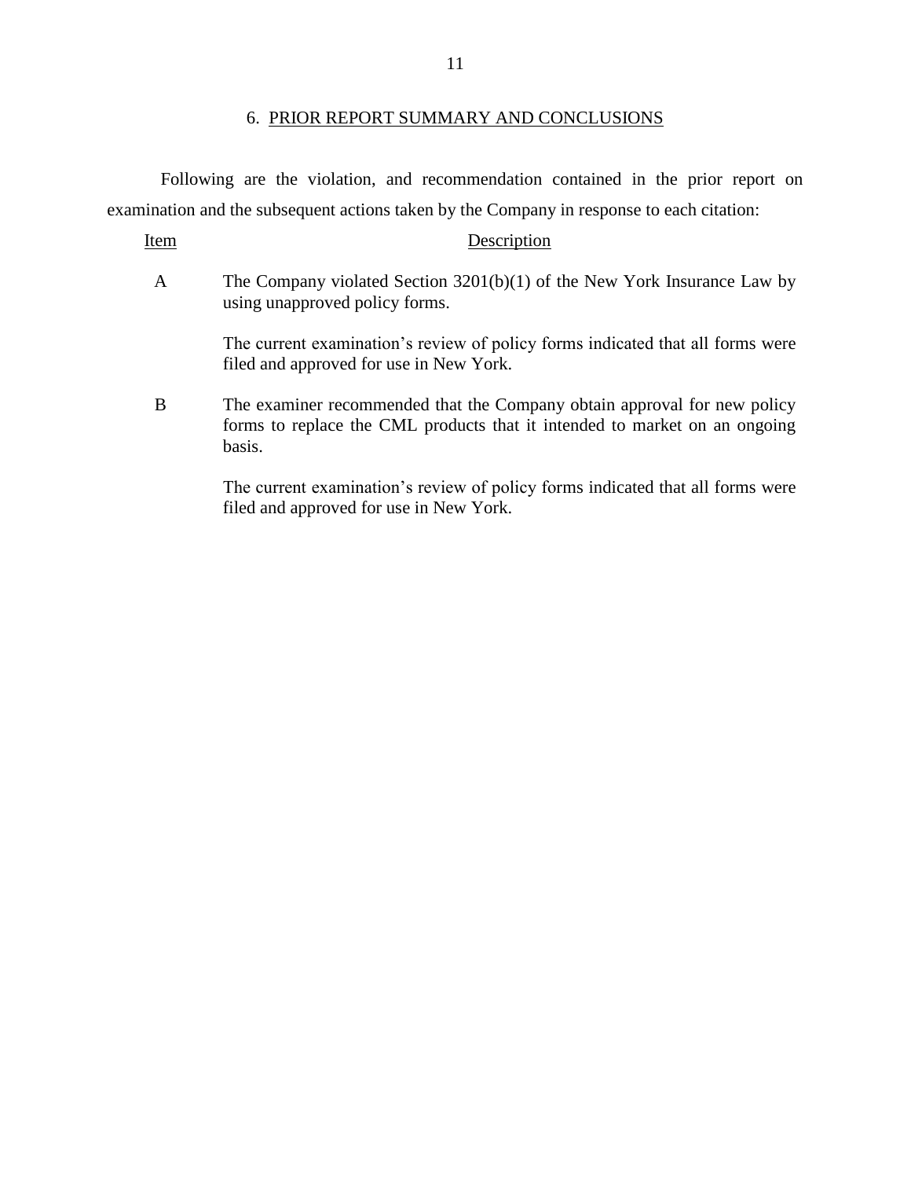## 6. PRIOR REPORT SUMMARY AND CONCLUSIONS

Following are the violation, and recommendation contained in the prior report on examination and the subsequent actions taken by the Company in response to each citation:

| Item | Description |
|---|---|
| A | The Company violated Section 3201(b)(1) of the New York Insurance Law by using unapproved policy forms.<br><br>The current examination's review of policy forms indicated that all forms were filed and approved for use in New York. |
| B | The examiner recommended that the Company obtain approval for new policy forms to replace the CML products that it intended to market on an ongoing basis.<br><br>The current examination's review of policy forms indicated that all forms were filed and approved for use in New York. |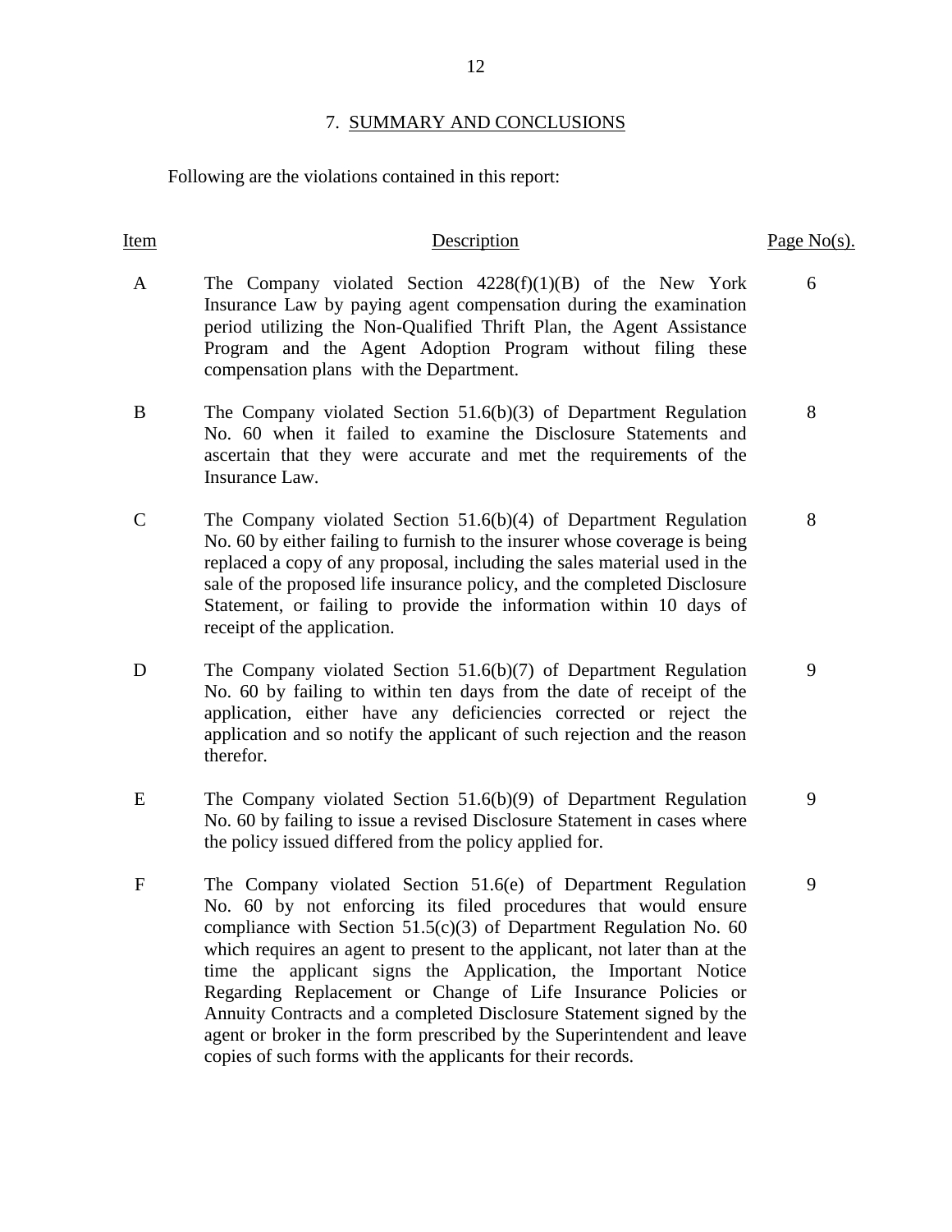## 7. SUMMARY AND CONCLUSIONS

Following are the violations contained in this report:

| Item | Description | Page No(s). |
|---|---|---|
| A | The Company violated Section 4228(f)(1)(B) of the New York Insurance Law by paying agent compensation during the examination period utilizing the Non-Qualified Thrift Plan, the Agent Assistance Program and the Agent Adoption Program without filing these compensation plans with the Department. | 6 |
| B | The Company violated Section 51.6(b)(3) of Department Regulation No. 60 when it failed to examine the Disclosure Statements and ascertain that they were accurate and met the requirements of the Insurance Law. | 8 |
| C | The Company violated Section 51.6(b)(4) of Department Regulation No. 60 by either failing to furnish to the insurer whose coverage is being replaced a copy of any proposal, including the sales material used in the sale of the proposed life insurance policy, and the completed Disclosure Statement, or failing to provide the information within 10 days of receipt of the application. | 8 |
| D | The Company violated Section 51.6(b)(7) of Department Regulation No. 60 by failing to within ten days from the date of receipt of the application, either have any deficiencies corrected or reject the application and so notify the applicant of such rejection and the reason therefor. | 9 |
| E | The Company violated Section 51.6(b)(9) of Department Regulation No. 60 by failing to issue a revised Disclosure Statement in cases where the policy issued differed from the policy applied for. | 9 |
| F | The Company violated Section 51.6(e) of Department Regulation No. 60 by not enforcing its filed procedures that would ensure compliance with Section 51.5(c)(3) of Department Regulation No. 60 which requires an agent to present to the applicant, not later than at the time the applicant signs the Application, the Important Notice Regarding Replacement or Change of Life Insurance Policies or Annuity Contracts and a completed Disclosure Statement signed by the agent or broker in the form prescribed by the Superintendent and leave copies of such forms with the applicants for their records. | 9 |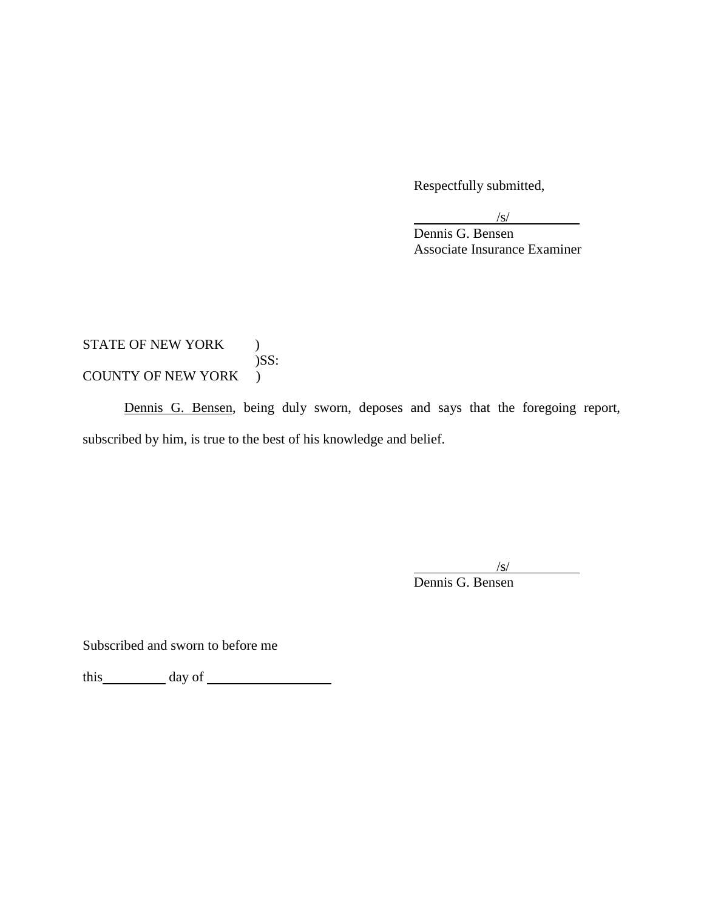Respectfully submitted,

/s/
Dennis G. Bensen
Associate Insurance Examiner

STATE OF NEW YORK )
)SS:
COUNTY OF NEW YORK )

Dennis G. Bensen, being duly sworn, deposes and says that the foregoing report, subscribed by him, is true to the best of his knowledge and belief.

/s/
Dennis G. Bensen

Subscribed and sworn to before me

this __________ day of ____________________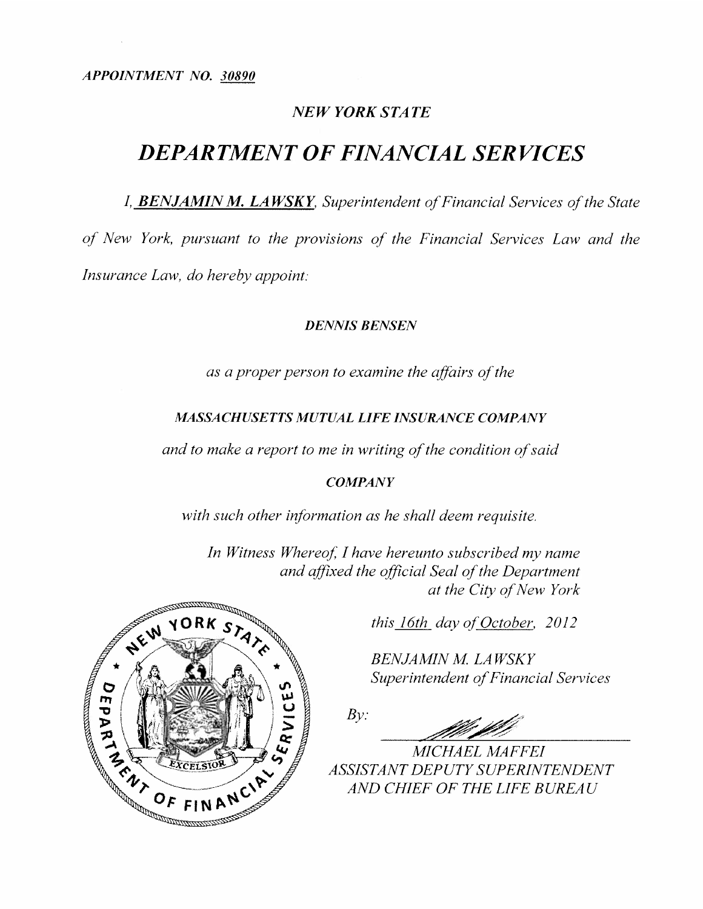*APPOINTMENT NO. 30890*

*NEW YORK STATE*

# *DEPARTMENT OF FINANCIAL SERVICES*

*I, **BENJAMIN M. LAWSKY**, Superintendent of Financial Services of the State of New York, pursuant to the provisions of the Financial Services Law and the Insurance Law, do hereby appoint:*

***DENNIS BENSEN***

*as a proper person to examine the affairs of the*

***MASSACHUSETTS MUTUAL LIFE INSURANCE COMPANY***

*and to make a report to me in writing of the condition of said*

***COMPANY***

*with such other information as he shall deem requisite.*

*In Witness Whereof, I have hereunto subscribed my name and affixed the official Seal of the Department at the City of New York*

*this 16th day of October, 2012*

*BENJAMIN M. LAWSKY*
*Superintendent of Financial Services*

*By:*

*MICHAEL MAFFEI*
*ASSISTANT DEPUTY SUPERINTENDENT AND CHIEF OF THE LIFE BUREAU*